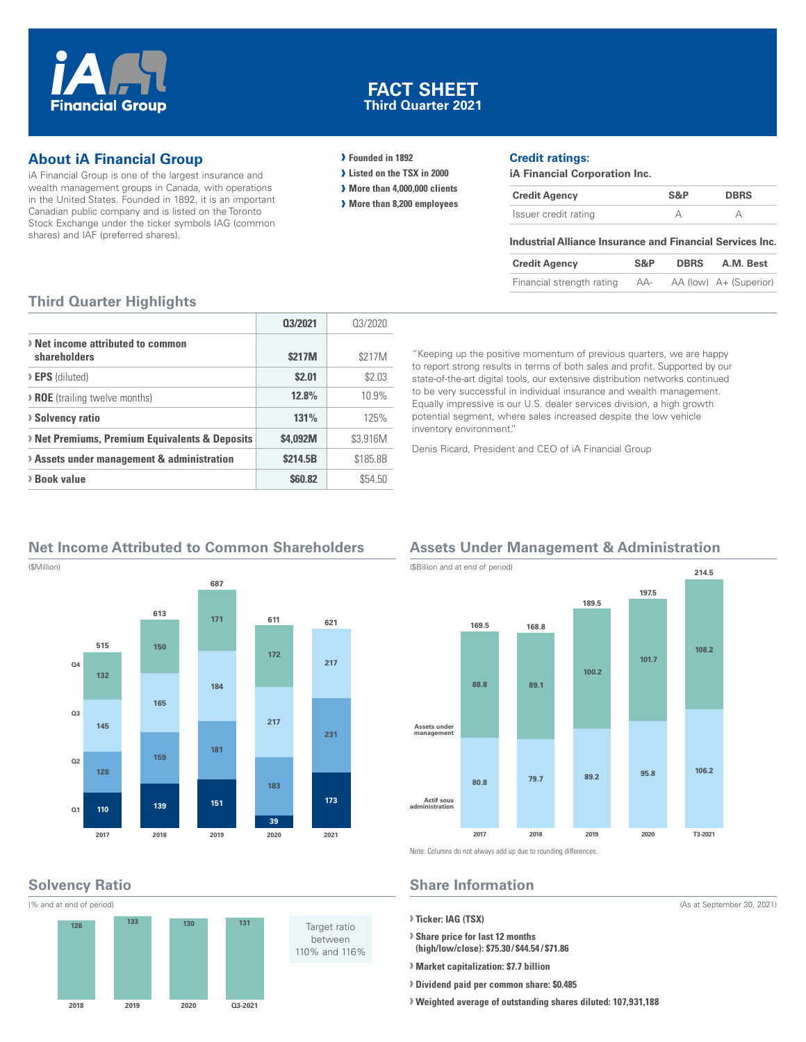# iA Financial Group

## FACT SHEET
### Third Quarter 2021

## About iA Financial Group

iA Financial Group is one of the largest insurance and wealth management groups in Canada, with operations in the United States. Founded in 1892, it is an important Canadian public company and is listed on the Toronto Stock Exchange under the ticker symbols IAG (common shares) and IAF (preferred shares).

- **Founded in 1892**
- **Listed on the TSX in 2000**
- **More than 4,000,000 clients**
- **More than 8,200 employees**

## Credit ratings:

**iA Financial Corporation Inc.**

| Credit Agency | S&P | DBRS |
|---|---|---|
| Issuer credit rating | A | A |

**Industrial Alliance Insurance and Financial Services Inc.**

| Credit Agency | S&P | DBRS | A.M. Best |
|---|---|---|---|
| Financial strength rating | AA- | AA (low) | A+ (Superior) |

## Third Quarter Highlights

| | Q3/2021 | Q3/2020 |
|---|---|---|
| **Net income attributed to common shareholders** | **$217M** | $217M |
| **EPS** (diluted) | **$2.01** | $2.03 |
| **ROE** (trailing twelve months) | **12.8%** | 10.9% |
| **Solvency ratio** | **131%** | 125% |
| **Net Premiums, Premium Equivalents & Deposits** | **$4,092M** | $3,916M |
| **Assets under management & administration** | **$214.5B** | $185.8B |
| **Book value** | **$60.82** | $54.50 |

"Keeping up the positive momentum of previous quarters, we are happy to report strong results in terms of both sales and profit. Supported by our state-of-the-art digital tools, our extensive distribution networks continued to be very successful in individual insurance and wealth management. Equally impressive is our U.S. dealer services division, a high growth potential segment, where sales increased despite the low vehicle inventory environment."

Denis Ricard, President and CEO of iA Financial Group

## Net Income Attributed to Common Shareholders

($Million)

| | 2017 | 2018 | 2019 | 2020 | 2021 |
|---|---|---|---|---|---|
| Q1 | 110 | 139 | 151 | 39 | 173 |
| Q2 | 128 | 159 | 181 | 183 | 231 |
| Q3 | 145 | 165 | 184 | 217 | 217 |
| Q4 | 132 | 150 | 171 | 172 | |
| Total | 515 | 613 | 687 | 611 | 621 |

## Assets Under Management & Administration

($Billion and at end of period)

| | 2017 | 2018 | 2019 | 2020 | T3-2021 |
|---|---|---|---|---|---|
| Assets under management | 88.8 | 89.1 | 100.2 | 101.7 | 108.2 |
| Actif sous administration | 80.8 | 79.7 | 89.2 | 95.8 | 106.2 |
| Total | 169.5 | 168.8 | 189.5 | 197.5 | 214.5 |

Note: Columns do not always add up due to rounding differences.

## Solvency Ratio

(% and at end of period)

| 2018 | 2019 | 2020 | Q3-2021 |
|---|---|---|---|
| 126 | 133 | 130 | 131 |

Target ratio between 110% and 116%

## Share Information

(As at September 30, 2021)

- **Ticker: IAG (TSX)**
- **Share price for last 12 months (high/low/close): $75.30/$44.54/$71.86**
- **Market capitalization: $7.7 billion**
- **Dividend paid per common share: $0.485**
- **Weighted average of outstanding shares diluted: 107,931,188**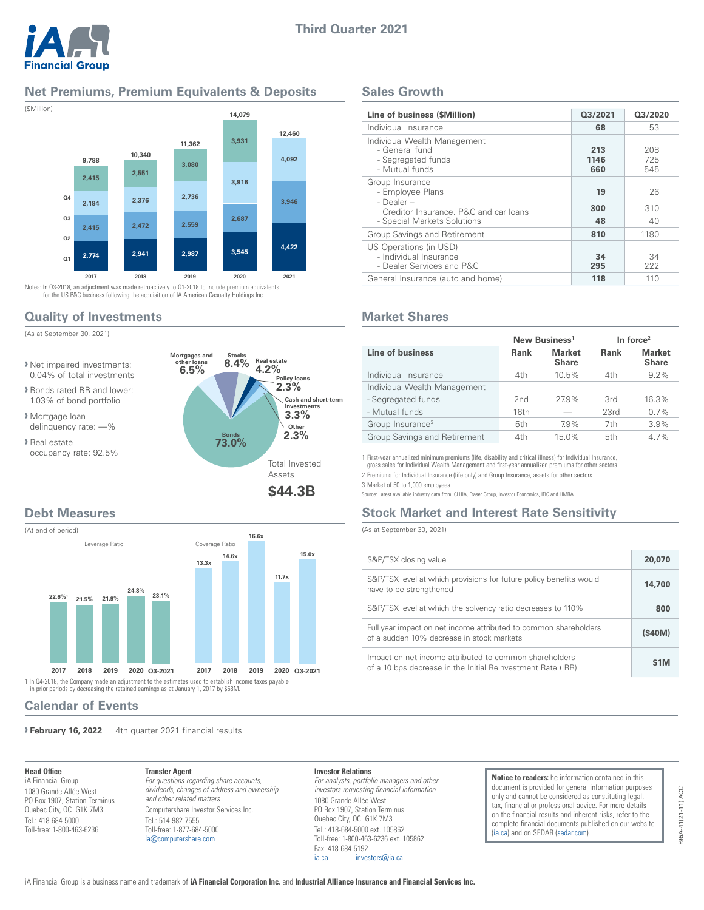Third Quarter 2021

iA Financial Group

## Net Premiums, Premium Equivalents & Deposits

($Million)

9,788
2,415
2,184
2,415
2,774
2017

10,340
2,551
2,376
2,472
2,941
2018

11,362
3,080
2,736
2,559
2,987
2019

14,079
3,931
3,916
2,687
3,545
2020

12,460
4,092
3,946
4,422
2021

Q4
Q3
Q2
Q1

Notes: In Q3-2018, an adjustment was made retroactively to Q1-2018 to include premium equivalents for the US P&C business following the acquisition of IA American Casualty Holdings Inc..

## Sales Growth

| Line of business ($Million) | Q3/2021 | Q3/2020 |
|---|---|---|
| Individual Insurance | **68** | 53 |
| Individual Wealth Management | | |
| - General fund | **213** | 208 |
| - Segregated funds | **1146** | 725 |
| - Mutual funds | **660** | 545 |
| Group Insurance | | |
| - Employee Plans | **19** | 26 |
| - Dealer – Creditor Insurance. P&C and car loans | **300** | 310 |
| - Special Markets Solutions | **48** | 40 |
| Group Savings and Retirement | **810** | 1180 |
| US Operations (in USD) | | |
| - Individual Insurance | **34** | 34 |
| - Dealer Services and P&C | **295** | 222 |
| General Insurance (auto and home) | **118** | 110 |

## Quality of Investments

(As at September 30, 2021)

- Net impaired investments: 0.04% of total investments
- Bonds rated BB and lower: 1.03% of bond portfolio
- Mortgage loan delinquency rate: —%
- Real estate occupancy rate: 92.5%

Mortgages and other loans 6.5%
Stocks 8.4%
Real estate 4.2%
Policy loans 2.3%
Cash and short-term investments 3.3%
Other 2.3%
Bonds 73.0%

Total Invested Assets
**$44.3B**

## Market Shares

| | New Business[1] | | In force[2] | |
|---|---|---|---|---|
| **Line of business** | **Rank** | **Market Share** | **Rank** | **Market Share** |
| Individual Insurance | 4th | 10.5% | 4th | 9.2% |
| Individual Wealth Management | | | | |
| - Segregated funds | 2nd | 27.9% | 3rd | 16.3% |
| - Mutual funds | 16th | — | 23rd | 0.7% |
| Group Insurance[3] | 5th | 7.9% | 7th | 3.9% |
| Group Savings and Retirement | 4th | 15.0% | 5th | 4.7% |

1 First-year annualized minimum premiums (life, disability and critical illness) for Individual Insurance, gross sales for Individual Wealth Management and first-year annualized premiums for other sectors
2 Premiums for Individual Insurance (life only) and Group Insurance, assets for other sectors
3 Market of 50 to 1,000 employees
Source: Latest available industry data from: CLHIA, Fraser Group, Investor Economics, IRC and LIMRA

## Debt Measures

(At end of period)

Leverage Ratio
22.6%[1] 2017
21.5% 2018
21.9% 2019
24.8% 2020
23.1% Q3-2021

Coverage Ratio
13.3x 2017
14.6x 2018
16.6x 2019
11.7x 2020
15.0x Q3-2021

1 In Q4-2018, the Company made an adjustment to the estimates used to establish income taxes payable in prior periods by decreasing the retained earnings as at January 1, 2017 by $58M.

## Stock Market and Interest Rate Sensitivity

(As at September 30, 2021)

| | |
|---|---|
| S&P/TSX closing value | **20,070** |
| S&P/TSX level at which provisions for future policy benefits would have to be strengthened | **14,700** |
| S&P/TSX level at which the solvency ratio decreases to 110% | **800** |
| Full year impact on net income attributed to common shareholders of a sudden 10% decrease in stock markets | **($40M)** |
| Impact on net income attributed to common shareholders of a 10 bps decrease in the Initial Reinvestment Rate (IRR) | **$1M** |

## Calendar of Events

- **February 16, 2022** 4th quarter 2021 financial results

**Head Office**
iA Financial Group
1080 Grande Allée West
PO Box 1907, Station Terminus
Quebec City, QC G1K 7M3
Tel.: 418-684-5000
Toll-free: 1-800-463-6236

**Transfer Agent**
*For questions regarding share accounts, dividends, changes of address and ownership and other related matters*
Computershare Investor Services Inc.
Tel.: 514-982-7555
Toll-free: 1-877-684-5000
ia@computershare.com

**Investor Relations**
*For analysts, portfolio managers and other investors requesting financial information*
1080 Grande Allée West
PO Box 1907, Station Terminus
Quebec City, QC G1K 7M3
Tel.: 418-684-5000 ext. 105862
Toll-free: 1-800-463-6236 ext. 105862
Fax: 418-684-5192
ia.ca investors@ia.ca

**Notice to readers:** he information contained in this document is provided for general information purposes only and cannot be considered as constituting legal, tax, financial or professional advice. For more details on the financial results and inherent risks, refer to the complete financial documents published on our website (ia.ca) and on SEDAR (sedar.com).

F95A-41(21-11) ACC

iA Financial Group is a business name and trademark of **iA Financial Corporation Inc.** and **Industrial Alliance Insurance and Financial Services Inc.**